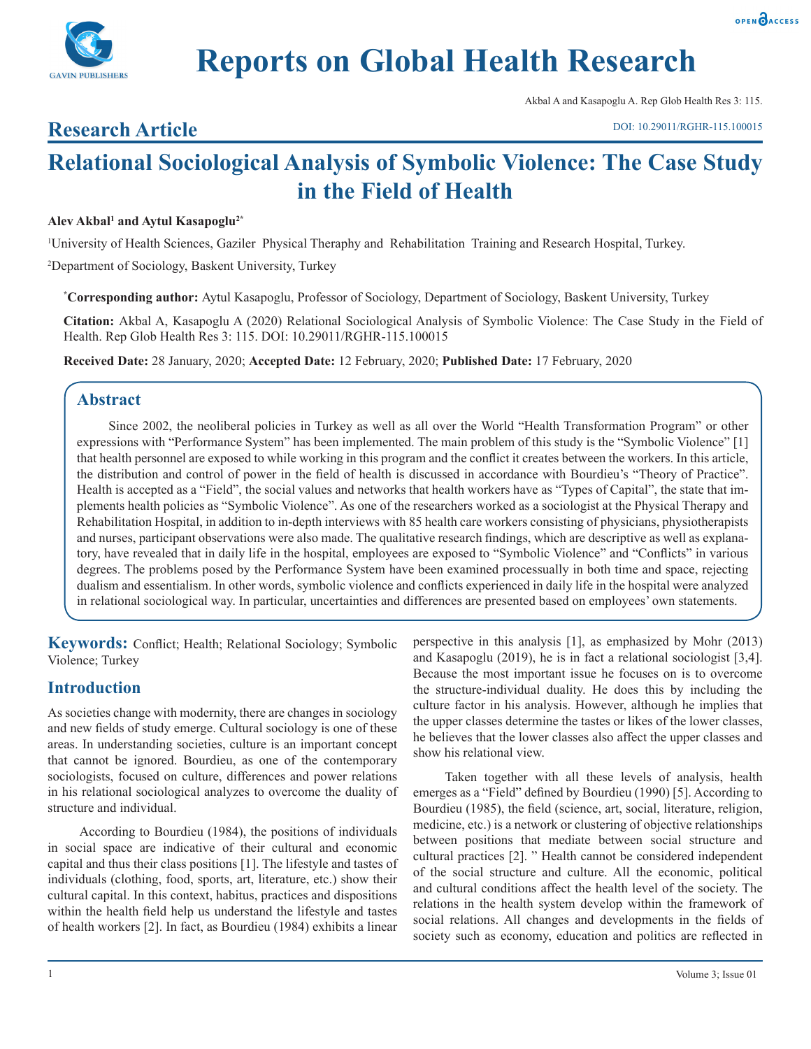# Reports on Global Health Research

Akbal A and Kasapoglu A. Rep Glob Health Res 3: 115.

**Research Article**

DOI: 10.29011/RGHR-115.100015

# Relational Sociological Analysis of Symbolic Violence: The Case Study in the Field of Health

**Alev Akbal[1] and Aytul Kasapoglu[2*]**

[1]University of Health Sciences, Gaziler Physical Theraphy and Rehabilitation Training and Research Hospital, Turkey.

[2]Department of Sociology, Baskent University, Turkey

**[*]Corresponding author:** Aytul Kasapoglu, Professor of Sociology, Department of Sociology, Baskent University, Turkey

**Citation:** Akbal A, Kasapoglu A (2020) Relational Sociological Analysis of Symbolic Violence: The Case Study in the Field of Health. Rep Glob Health Res 3: 115. DOI: 10.29011/RGHR-115.100015

**Received Date:** 28 January, 2020; **Accepted Date:** 12 February, 2020; **Published Date:** 17 February, 2020

## Abstract

Since 2002, the neoliberal policies in Turkey as well as all over the World "Health Transformation Program" or other expressions with "Performance System" has been implemented. The main problem of this study is the "Symbolic Violence" [1] that health personnel are exposed to while working in this program and the conflict it creates between the workers. In this article, the distribution and control of power in the field of health is discussed in accordance with Bourdieu's "Theory of Practice". Health is accepted as a "Field", the social values and networks that health workers have as "Types of Capital", the state that implements health policies as "Symbolic Violence". As one of the researchers worked as a sociologist at the Physical Therapy and Rehabilitation Hospital, in addition to in-depth interviews with 85 health care workers consisting of physicians, physiotherapists and nurses, participant observations were also made. The qualitative research findings, which are descriptive as well as explanatory, have revealed that in daily life in the hospital, employees are exposed to "Symbolic Violence" and "Conflicts" in various degrees. The problems posed by the Performance System have been examined processually in both time and space, rejecting dualism and essentialism. In other words, symbolic violence and conflicts experienced in daily life in the hospital were analyzed in relational sociological way. In particular, uncertainties and differences are presented based on employees' own statements.

**Keywords:** Conflict; Health; Relational Sociology; Symbolic Violence; Turkey

## Introduction

As societies change with modernity, there are changes in sociology and new fields of study emerge. Cultural sociology is one of these areas. In understanding societies, culture is an important concept that cannot be ignored. Bourdieu, as one of the contemporary sociologists, focused on culture, differences and power relations in his relational sociological analyzes to overcome the duality of structure and individual.

According to Bourdieu (1984), the positions of individuals in social space are indicative of their cultural and economic capital and thus their class positions [1]. The lifestyle and tastes of individuals (clothing, food, sports, art, literature, etc.) show their cultural capital. In this context, habitus, practices and dispositions within the health field help us understand the lifestyle and tastes of health workers [2]. In fact, as Bourdieu (1984) exhibits a linear perspective in this analysis [1], as emphasized by Mohr (2013) and Kasapoglu (2019), he is in fact a relational sociologist [3,4]. Because the most important issue he focuses on is to overcome the structure-individual duality. He does this by including the culture factor in his analysis. However, although he implies that the upper classes determine the tastes or likes of the lower classes, he believes that the lower classes also affect the upper classes and show his relational view.

Taken together with all these levels of analysis, health emerges as a "Field" defined by Bourdieu (1990) [5]. According to Bourdieu (1985), the field (science, art, social, literature, religion, medicine, etc.) is a network or clustering of objective relationships between positions that mediate between social structure and cultural practices [2]. " Health cannot be considered independent of the social structure and culture. All the economic, political and cultural conditions affect the health level of the society. The relations in the health system develop within the framework of social relations. All changes and developments in the fields of society such as economy, education and politics are reflected in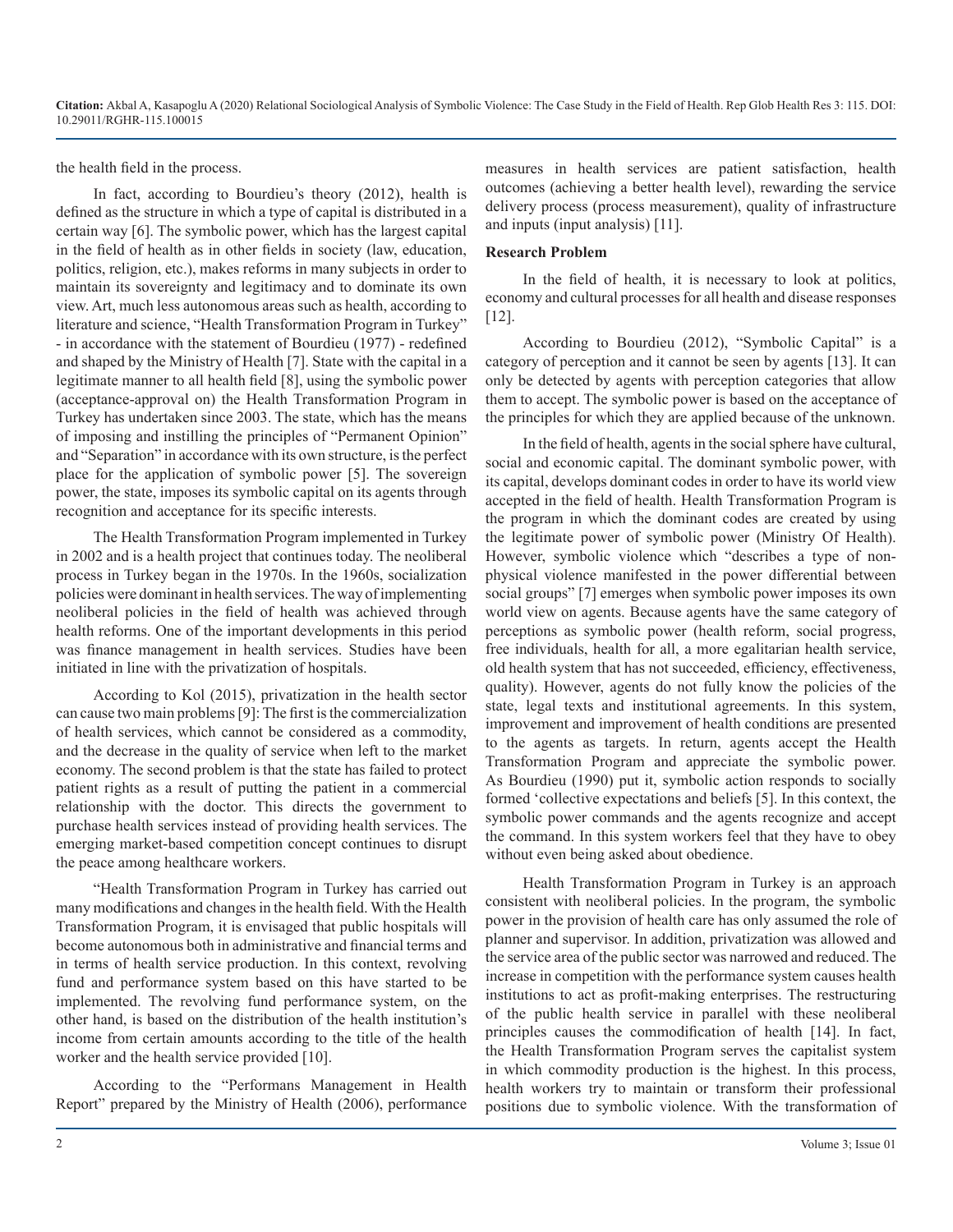the health field in the process.

In fact, according to Bourdieu's theory (2012), health is defined as the structure in which a type of capital is distributed in a certain way [6]. The symbolic power, which has the largest capital in the field of health as in other fields in society (law, education, politics, religion, etc.), makes reforms in many subjects in order to maintain its sovereignty and legitimacy and to dominate its own view. Art, much less autonomous areas such as health, according to literature and science, "Health Transformation Program in Turkey" - in accordance with the statement of Bourdieu (1977) - redefined and shaped by the Ministry of Health [7]. State with the capital in a legitimate manner to all health field [8], using the symbolic power (acceptance-approval on) the Health Transformation Program in Turkey has undertaken since 2003. The state, which has the means of imposing and instilling the principles of "Permanent Opinion" and "Separation" in accordance with its own structure, is the perfect place for the application of symbolic power [5]. The sovereign power, the state, imposes its symbolic capital on its agents through recognition and acceptance for its specific interests.

The Health Transformation Program implemented in Turkey in 2002 and is a health project that continues today. The neoliberal process in Turkey began in the 1970s. In the 1960s, socialization policies were dominant in health services. The way of implementing neoliberal policies in the field of health was achieved through health reforms. One of the important developments in this period was finance management in health services. Studies have been initiated in line with the privatization of hospitals.

According to Kol (2015), privatization in the health sector can cause two main problems [9]: The first is the commercialization of health services, which cannot be considered as a commodity, and the decrease in the quality of service when left to the market economy. The second problem is that the state has failed to protect patient rights as a result of putting the patient in a commercial relationship with the doctor. This directs the government to purchase health services instead of providing health services. The emerging market-based competition concept continues to disrupt the peace among healthcare workers.

"Health Transformation Program in Turkey has carried out many modifications and changes in the health field. With the Health Transformation Program, it is envisaged that public hospitals will become autonomous both in administrative and financial terms and in terms of health service production. In this context, revolving fund and performance system based on this have started to be implemented. The revolving fund performance system, on the other hand, is based on the distribution of the health institution's income from certain amounts according to the title of the health worker and the health service provided [10].

According to the "Performans Management in Health Report" prepared by the Ministry of Health (2006), performance measures in health services are patient satisfaction, health outcomes (achieving a better health level), rewarding the service delivery process (process measurement), quality of infrastructure and inputs (input analysis) [11].

**Research Problem**

In the field of health, it is necessary to look at politics, economy and cultural processes for all health and disease responses [12].

According to Bourdieu (2012), "Symbolic Capital" is a category of perception and it cannot be seen by agents [13]. It can only be detected by agents with perception categories that allow them to accept. The symbolic power is based on the acceptance of the principles for which they are applied because of the unknown.

In the field of health, agents in the social sphere have cultural, social and economic capital. The dominant symbolic power, with its capital, develops dominant codes in order to have its world view accepted in the field of health. Health Transformation Program is the program in which the dominant codes are created by using the legitimate power of symbolic power (Ministry Of Health). However, symbolic violence which "describes a type of non-physical violence manifested in the power differential between social groups" [7] emerges when symbolic power imposes its own world view on agents. Because agents have the same category of perceptions as symbolic power (health reform, social progress, free individuals, health for all, a more egalitarian health service, old health system that has not succeeded, efficiency, effectiveness, quality). However, agents do not fully know the policies of the state, legal texts and institutional agreements. In this system, improvement and improvement of health conditions are presented to the agents as targets. In return, agents accept the Health Transformation Program and appreciate the symbolic power. As Bourdieu (1990) put it, symbolic action responds to socially formed 'collective expectations and beliefs [5]. In this context, the symbolic power commands and the agents recognize and accept the command. In this system workers feel that they have to obey without even being asked about obedience.

Health Transformation Program in Turkey is an approach consistent with neoliberal policies. In the program, the symbolic power in the provision of health care has only assumed the role of planner and supervisor. In addition, privatization was allowed and the service area of the public sector was narrowed and reduced. The increase in competition with the performance system causes health institutions to act as profit-making enterprises. The restructuring of the public health service in parallel with these neoliberal principles causes the commodification of health [14]. In fact, the Health Transformation Program serves the capitalist system in which commodity production is the highest. In this process, health workers try to maintain or transform their professional positions due to symbolic violence. With the transformation of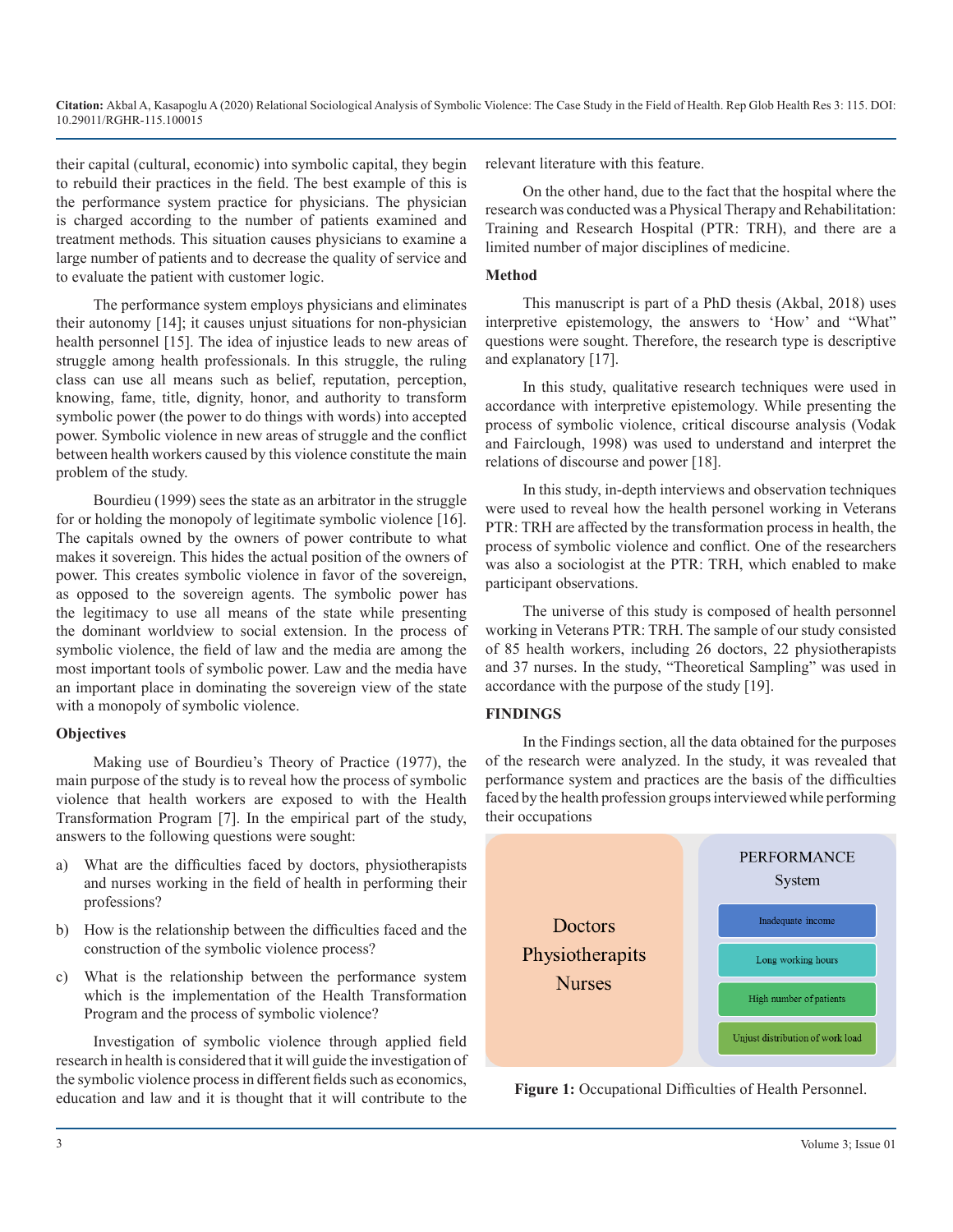their capital (cultural, economic) into symbolic capital, they begin to rebuild their practices in the field. The best example of this is the performance system practice for physicians. The physician is charged according to the number of patients examined and treatment methods. This situation causes physicians to examine a large number of patients and to decrease the quality of service and to evaluate the patient with customer logic.

The performance system employs physicians and eliminates their autonomy [14]; it causes unjust situations for non-physician health personnel [15]. The idea of injustice leads to new areas of struggle among health professionals. In this struggle, the ruling class can use all means such as belief, reputation, perception, knowing, fame, title, dignity, honor, and authority to transform symbolic power (the power to do things with words) into accepted power. Symbolic violence in new areas of struggle and the conflict between health workers caused by this violence constitute the main problem of the study.

Bourdieu (1999) sees the state as an arbitrator in the struggle for or holding the monopoly of legitimate symbolic violence [16]. The capitals owned by the owners of power contribute to what makes it sovereign. This hides the actual position of the owners of power. This creates symbolic violence in favor of the sovereign, as opposed to the sovereign agents. The symbolic power has the legitimacy to use all means of the state while presenting the dominant worldview to social extension. In the process of symbolic violence, the field of law and the media are among the most important tools of symbolic power. Law and the media have an important place in dominating the sovereign view of the state with a monopoly of symbolic violence.

## Objectives

Making use of Bourdieu's Theory of Practice (1977), the main purpose of the study is to reveal how the process of symbolic violence that health workers are exposed to with the Health Transformation Program [7]. In the empirical part of the study, answers to the following questions were sought:

a) What are the difficulties faced by doctors, physiotherapists and nurses working in the field of health in performing their professions?

b) How is the relationship between the difficulties faced and the construction of the symbolic violence process?

c) What is the relationship between the performance system which is the implementation of the Health Transformation Program and the process of symbolic violence?

Investigation of symbolic violence through applied field research in health is considered that it will guide the investigation of the symbolic violence process in different fields such as economics, education and law and it is thought that it will contribute to the relevant literature with this feature.

On the other hand, due to the fact that the hospital where the research was conducted was a Physical Therapy and Rehabilitation: Training and Research Hospital (PTR: TRH), and there are a limited number of major disciplines of medicine.

## Method

This manuscript is part of a PhD thesis (Akbal, 2018) uses interpretive epistemology, the answers to 'How' and "What" questions were sought. Therefore, the research type is descriptive and explanatory [17].

In this study, qualitative research techniques were used in accordance with interpretive epistemology. While presenting the process of symbolic violence, critical discourse analysis (Vodak and Fairclough, 1998) was used to understand and interpret the relations of discourse and power [18].

In this study, in-depth interviews and observation techniques were used to reveal how the health personel working in Veterans PTR: TRH are affected by the transformation process in health, the process of symbolic violence and conflict. One of the researchers was also a sociologist at the PTR: TRH, which enabled to make participant observations.

The universe of this study is composed of health personnel working in Veterans PTR: TRH. The sample of our study consisted of 85 health workers, including 26 doctors, 22 physiotherapists and 37 nurses. In the study, "Theoretical Sampling" was used in accordance with the purpose of the study [19].

## FINDINGS

In the Findings section, all the data obtained for the purposes of the research were analyzed. In the study, it was revealed that performance system and practices are the basis of the difficulties faced by the health profession groups interviewed while performing their occupations

Doctors
Physiotherapits
Nurses

PERFORMANCE System

- Inadequate income
- Long working hours
- High number of patients
- Unjust distribution of work load

**Figure 1:** Occupational Difficulties of Health Personnel.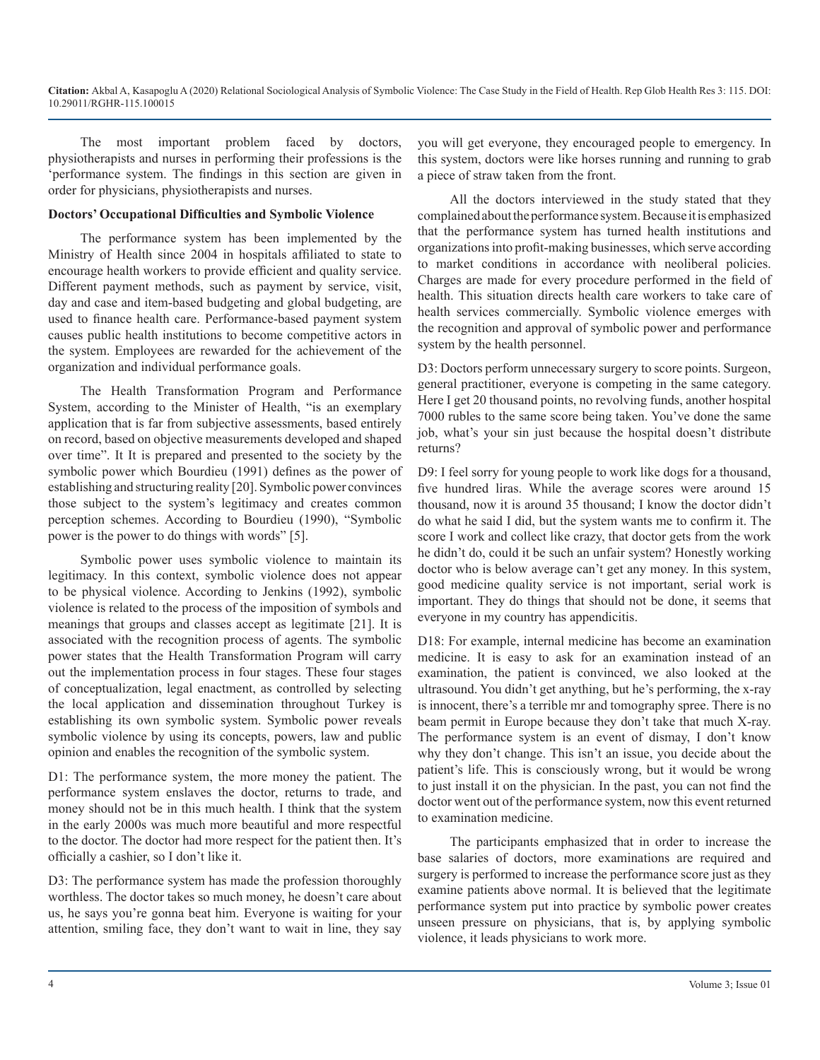The most important problem faced by doctors, physiotherapists and nurses in performing their professions is the 'performance system. The findings in this section are given in order for physicians, physiotherapists and nurses.

**Doctors' Occupational Difficulties and Symbolic Violence**

The performance system has been implemented by the Ministry of Health since 2004 in hospitals affiliated to state to encourage health workers to provide efficient and quality service. Different payment methods, such as payment by service, visit, day and case and item-based budgeting and global budgeting, are used to finance health care. Performance-based payment system causes public health institutions to become competitive actors in the system. Employees are rewarded for the achievement of the organization and individual performance goals.

The Health Transformation Program and Performance System, according to the Minister of Health, "is an exemplary application that is far from subjective assessments, based entirely on record, based on objective measurements developed and shaped over time". It It is prepared and presented to the society by the symbolic power which Bourdieu (1991) defines as the power of establishing and structuring reality [20]. Symbolic power convinces those subject to the system's legitimacy and creates common perception schemes. According to Bourdieu (1990), "Symbolic power is the power to do things with words" [5].

Symbolic power uses symbolic violence to maintain its legitimacy. In this context, symbolic violence does not appear to be physical violence. According to Jenkins (1992), symbolic violence is related to the process of the imposition of symbols and meanings that groups and classes accept as legitimate [21]. It is associated with the recognition process of agents. The symbolic power states that the Health Transformation Program will carry out the implementation process in four stages. These four stages of conceptualization, legal enactment, as controlled by selecting the local application and dissemination throughout Turkey is establishing its own symbolic system. Symbolic power reveals symbolic violence by using its concepts, powers, law and public opinion and enables the recognition of the symbolic system.

D1: The performance system, the more money the patient. The performance system enslaves the doctor, returns to trade, and money should not be in this much health. I think that the system in the early 2000s was much more beautiful and more respectful to the doctor. The doctor had more respect for the patient then. It's officially a cashier, so I don't like it.

D3: The performance system has made the profession thoroughly worthless. The doctor takes so much money, he doesn't care about us, he says you're gonna beat him. Everyone is waiting for your attention, smiling face, they don't want to wait in line, they say you will get everyone, they encouraged people to emergency. In this system, doctors were like horses running and running to grab a piece of straw taken from the front.

All the doctors interviewed in the study stated that they complained about the performance system. Because it is emphasized that the performance system has turned health institutions and organizations into profit-making businesses, which serve according to market conditions in accordance with neoliberal policies. Charges are made for every procedure performed in the field of health. This situation directs health care workers to take care of health services commercially. Symbolic violence emerges with the recognition and approval of symbolic power and performance system by the health personnel.

D3: Doctors perform unnecessary surgery to score points. Surgeon, general practitioner, everyone is competing in the same category. Here I get 20 thousand points, no revolving funds, another hospital 7000 rubles to the same score being taken. You've done the same job, what's your sin just because the hospital doesn't distribute returns?

D9: I feel sorry for young people to work like dogs for a thousand, five hundred liras. While the average scores were around 15 thousand, now it is around 35 thousand; I know the doctor didn't do what he said I did, but the system wants me to confirm it. The score I work and collect like crazy, that doctor gets from the work he didn't do, could it be such an unfair system? Honestly working doctor who is below average can't get any money. In this system, good medicine quality service is not important, serial work is important. They do things that should not be done, it seems that everyone in my country has appendicitis.

D18: For example, internal medicine has become an examination medicine. It is easy to ask for an examination instead of an examination, the patient is convinced, we also looked at the ultrasound. You didn't get anything, but he's performing, the x-ray is innocent, there's a terrible mr and tomography spree. There is no beam permit in Europe because they don't take that much X-ray. The performance system is an event of dismay, I don't know why they don't change. This isn't an issue, you decide about the patient's life. This is consciously wrong, but it would be wrong to just install it on the physician. In the past, you can not find the doctor went out of the performance system, now this event returned to examination medicine.

The participants emphasized that in order to increase the base salaries of doctors, more examinations are required and surgery is performed to increase the performance score just as they examine patients above normal. It is believed that the legitimate performance system put into practice by symbolic power creates unseen pressure on physicians, that is, by applying symbolic violence, it leads physicians to work more.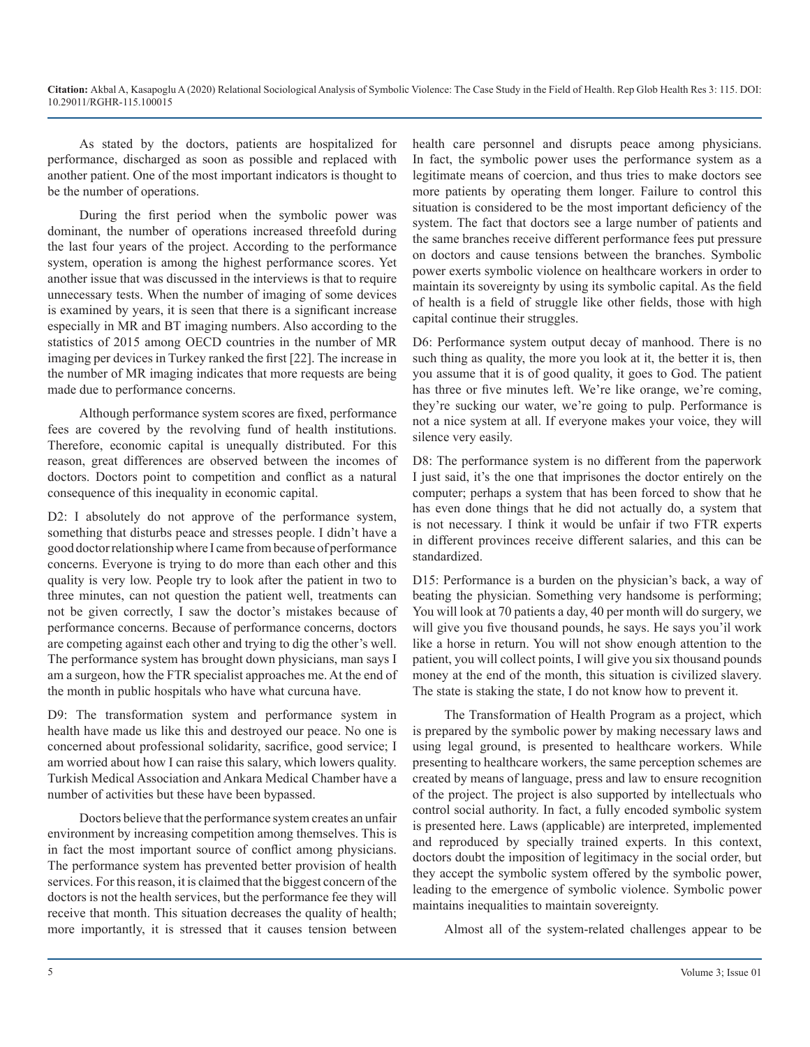As stated by the doctors, patients are hospitalized for performance, discharged as soon as possible and replaced with another patient. One of the most important indicators is thought to be the number of operations.

During the first period when the symbolic power was dominant, the number of operations increased threefold during the last four years of the project. According to the performance system, operation is among the highest performance scores. Yet another issue that was discussed in the interviews is that to require unnecessary tests. When the number of imaging of some devices is examined by years, it is seen that there is a significant increase especially in MR and BT imaging numbers. Also according to the statistics of 2015 among OECD countries in the number of MR imaging per devices in Turkey ranked the first [22]. The increase in the number of MR imaging indicates that more requests are being made due to performance concerns.

Although performance system scores are fixed, performance fees are covered by the revolving fund of health institutions. Therefore, economic capital is unequally distributed. For this reason, great differences are observed between the incomes of doctors. Doctors point to competition and conflict as a natural consequence of this inequality in economic capital.

D2: I absolutely do not approve of the performance system, something that disturbs peace and stresses people. I didn't have a good doctor relationship where I came from because of performance concerns. Everyone is trying to do more than each other and this quality is very low. People try to look after the patient in two to three minutes, can not question the patient well, treatments can not be given correctly, I saw the doctor's mistakes because of performance concerns. Because of performance concerns, doctors are competing against each other and trying to dig the other's well. The performance system has brought down physicians, man says I am a surgeon, how the FTR specialist approaches me. At the end of the month in public hospitals who have what curcuna have.

D9: The transformation system and performance system in health have made us like this and destroyed our peace. No one is concerned about professional solidarity, sacrifice, good service; I am worried about how I can raise this salary, which lowers quality. Turkish Medical Association and Ankara Medical Chamber have a number of activities but these have been bypassed.

Doctors believe that the performance system creates an unfair environment by increasing competition among themselves. This is in fact the most important source of conflict among physicians. The performance system has prevented better provision of health services. For this reason, it is claimed that the biggest concern of the doctors is not the health services, but the performance fee they will receive that month. This situation decreases the quality of health; more importantly, it is stressed that it causes tension between health care personnel and disrupts peace among physicians. In fact, the symbolic power uses the performance system as a legitimate means of coercion, and thus tries to make doctors see more patients by operating them longer. Failure to control this situation is considered to be the most important deficiency of the system. The fact that doctors see a large number of patients and the same branches receive different performance fees put pressure on doctors and cause tensions between the branches. Symbolic power exerts symbolic violence on healthcare workers in order to maintain its sovereignty by using its symbolic capital. As the field of health is a field of struggle like other fields, those with high capital continue their struggles.

D6: Performance system output decay of manhood. There is no such thing as quality, the more you look at it, the better it is, then you assume that it is of good quality, it goes to God. The patient has three or five minutes left. We're like orange, we're coming, they're sucking our water, we're going to pulp. Performance is not a nice system at all. If everyone makes your voice, they will silence very easily.

D8: The performance system is no different from the paperwork I just said, it's the one that imprisones the doctor entirely on the computer; perhaps a system that has been forced to show that he has even done things that he did not actually do, a system that is not necessary. I think it would be unfair if two FTR experts in different provinces receive different salaries, and this can be standardized.

D15: Performance is a burden on the physician's back, a way of beating the physician. Something very handsome is performing; You will look at 70 patients a day, 40 per month will do surgery, we will give you five thousand pounds, he says. He says you'il work like a horse in return. You will not show enough attention to the patient, you will collect points, I will give you six thousand pounds money at the end of the month, this situation is civilized slavery. The state is staking the state, I do not know how to prevent it.

The Transformation of Health Program as a project, which is prepared by the symbolic power by making necessary laws and using legal ground, is presented to healthcare workers. While presenting to healthcare workers, the same perception schemes are created by means of language, press and law to ensure recognition of the project. The project is also supported by intellectuals who control social authority. In fact, a fully encoded symbolic system is presented here. Laws (applicable) are interpreted, implemented and reproduced by specially trained experts. In this context, doctors doubt the imposition of legitimacy in the social order, but they accept the symbolic system offered by the symbolic power, leading to the emergence of symbolic violence. Symbolic power maintains inequalities to maintain sovereignty.

Almost all of the system-related challenges appear to be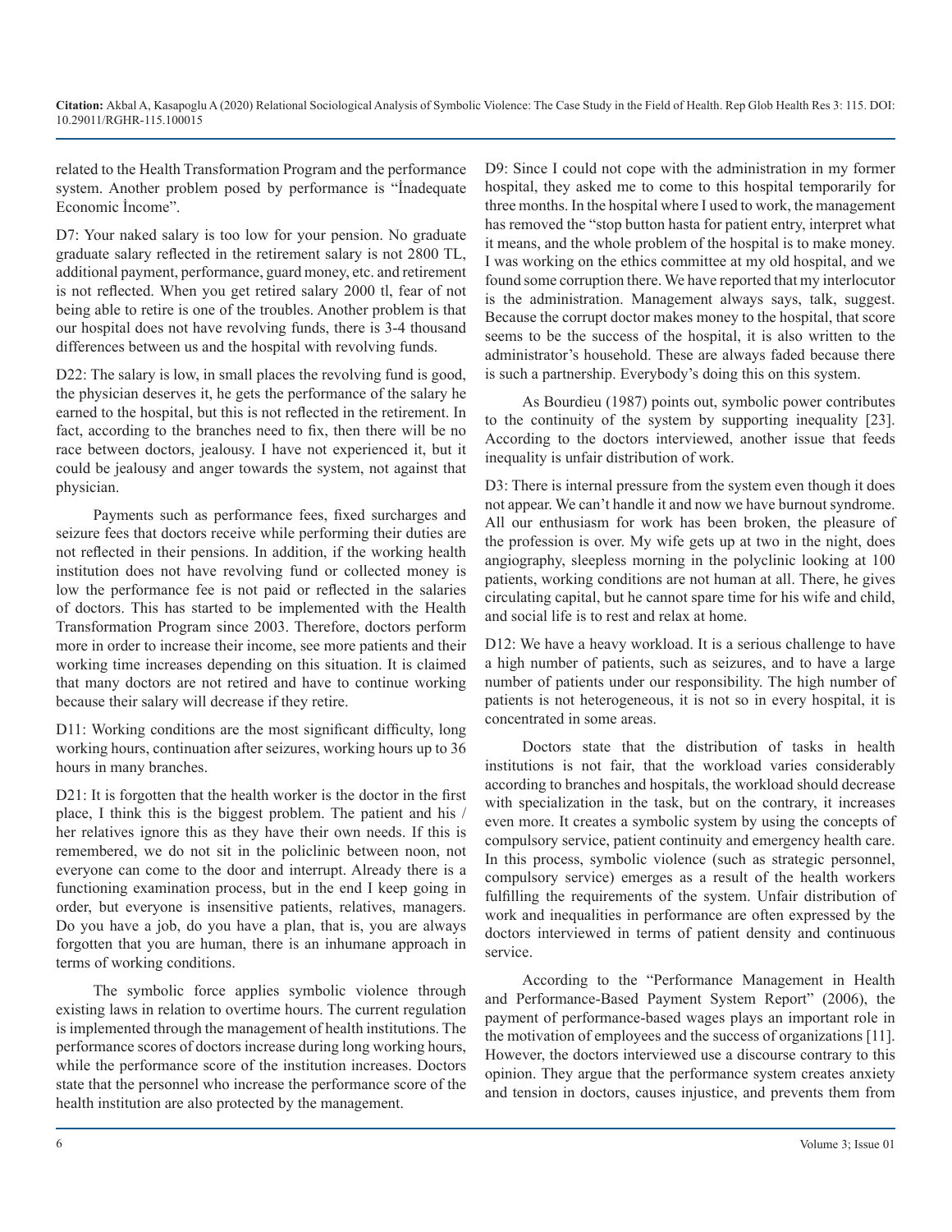related to the Health Transformation Program and the performance system. Another problem posed by performance is "İnadequate Economic İncome".

D7: Your naked salary is too low for your pension. No graduate graduate salary reflected in the retirement salary is not 2800 TL, additional payment, performance, guard money, etc. and retirement is not reflected. When you get retired salary 2000 tl, fear of not being able to retire is one of the troubles. Another problem is that our hospital does not have revolving funds, there is 3-4 thousand differences between us and the hospital with revolving funds.

D22: The salary is low, in small places the revolving fund is good, the physician deserves it, he gets the performance of the salary he earned to the hospital, but this is not reflected in the retirement. In fact, according to the branches need to fix, then there will be no race between doctors, jealousy. I have not experienced it, but it could be jealousy and anger towards the system, not against that physician.

Payments such as performance fees, fixed surcharges and seizure fees that doctors receive while performing their duties are not reflected in their pensions. In addition, if the working health institution does not have revolving fund or collected money is low the performance fee is not paid or reflected in the salaries of doctors. This has started to be implemented with the Health Transformation Program since 2003. Therefore, doctors perform more in order to increase their income, see more patients and their working time increases depending on this situation. It is claimed that many doctors are not retired and have to continue working because their salary will decrease if they retire.

D11: Working conditions are the most significant difficulty, long working hours, continuation after seizures, working hours up to 36 hours in many branches.

D21: It is forgotten that the health worker is the doctor in the first place, I think this is the biggest problem. The patient and his / her relatives ignore this as they have their own needs. If this is remembered, we do not sit in the policlinic between noon, not everyone can come to the door and interrupt. Already there is a functioning examination process, but in the end I keep going in order, but everyone is insensitive patients, relatives, managers. Do you have a job, do you have a plan, that is, you are always forgotten that you are human, there is an inhumane approach in terms of working conditions.

The symbolic force applies symbolic violence through existing laws in relation to overtime hours. The current regulation is implemented through the management of health institutions. The performance scores of doctors increase during long working hours, while the performance score of the institution increases. Doctors state that the personnel who increase the performance score of the health institution are also protected by the management.

D9: Since I could not cope with the administration in my former hospital, they asked me to come to this hospital temporarily for three months. In the hospital where I used to work, the management has removed the "stop button hasta for patient entry, interpret what it means, and the whole problem of the hospital is to make money. I was working on the ethics committee at my old hospital, and we found some corruption there. We have reported that my interlocutor is the administration. Management always says, talk, suggest. Because the corrupt doctor makes money to the hospital, that score seems to be the success of the hospital, it is also written to the administrator's household. These are always faded because there is such a partnership. Everybody's doing this on this system.

As Bourdieu (1987) points out, symbolic power contributes to the continuity of the system by supporting inequality [23]. According to the doctors interviewed, another issue that feeds inequality is unfair distribution of work.

D3: There is internal pressure from the system even though it does not appear. We can't handle it and now we have burnout syndrome. All our enthusiasm for work has been broken, the pleasure of the profession is over. My wife gets up at two in the night, does angiography, sleepless morning in the polyclinic looking at 100 patients, working conditions are not human at all. There, he gives circulating capital, but he cannot spare time for his wife and child, and social life is to rest and relax at home.

D12: We have a heavy workload. It is a serious challenge to have a high number of patients, such as seizures, and to have a large number of patients under our responsibility. The high number of patients is not heterogeneous, it is not so in every hospital, it is concentrated in some areas.

Doctors state that the distribution of tasks in health institutions is not fair, that the workload varies considerably according to branches and hospitals, the workload should decrease with specialization in the task, but on the contrary, it increases even more. It creates a symbolic system by using the concepts of compulsory service, patient continuity and emergency health care. In this process, symbolic violence (such as strategic personnel, compulsory service) emerges as a result of the health workers fulfilling the requirements of the system. Unfair distribution of work and inequalities in performance are often expressed by the doctors interviewed in terms of patient density and continuous service.

According to the "Performance Management in Health and Performance-Based Payment System Report" (2006), the payment of performance-based wages plays an important role in the motivation of employees and the success of organizations [11]. However, the doctors interviewed use a discourse contrary to this opinion. They argue that the performance system creates anxiety and tension in doctors, causes injustice, and prevents them from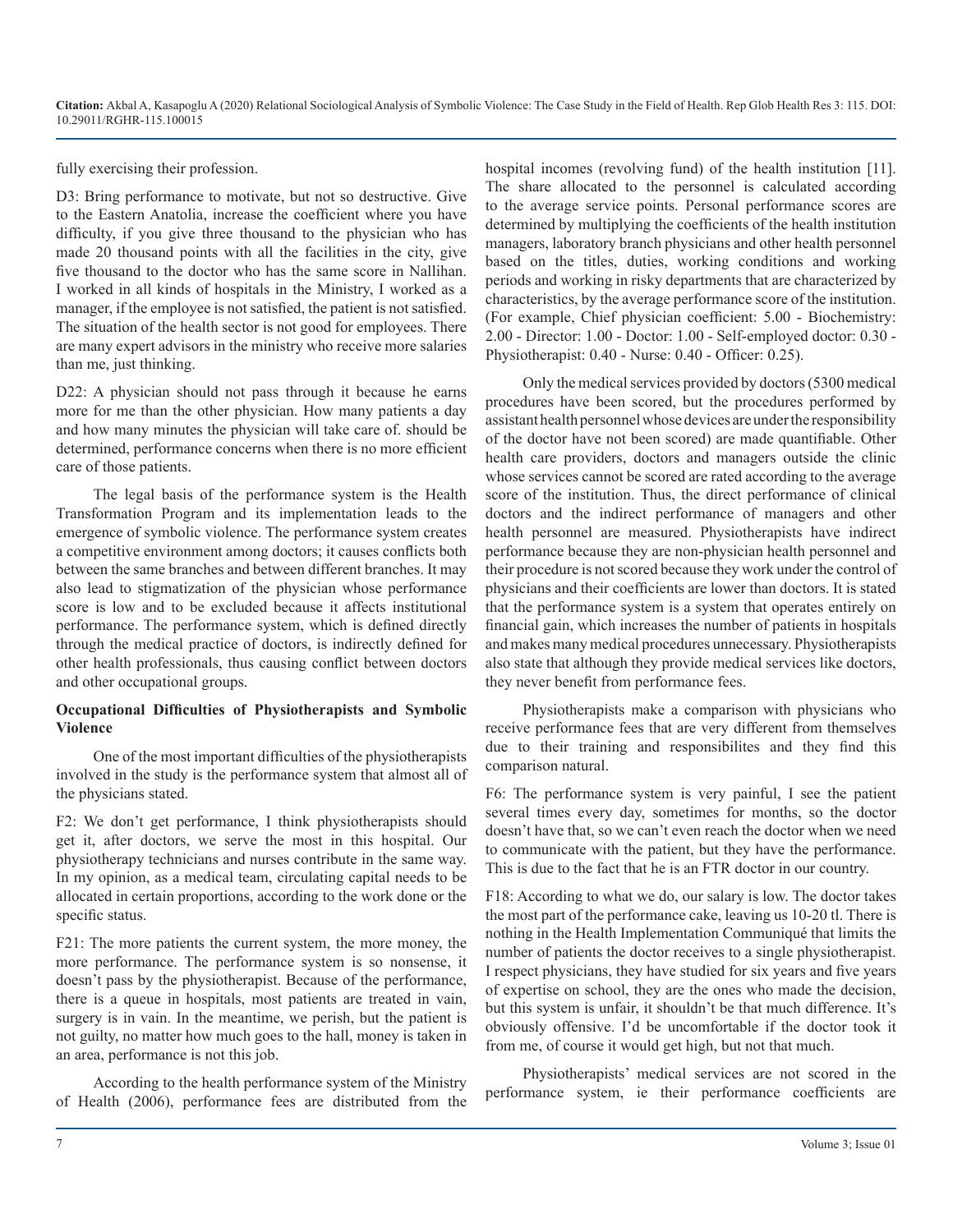fully exercising their profession.

D3: Bring performance to motivate, but not so destructive. Give to the Eastern Anatolia, increase the coefficient where you have difficulty, if you give three thousand to the physician who has made 20 thousand points with all the facilities in the city, give five thousand to the doctor who has the same score in Nallihan. I worked in all kinds of hospitals in the Ministry, I worked as a manager, if the employee is not satisfied, the patient is not satisfied. The situation of the health sector is not good for employees. There are many expert advisors in the ministry who receive more salaries than me, just thinking.

D22: A physician should not pass through it because he earns more for me than the other physician. How many patients a day and how many minutes the physician will take care of. should be determined, performance concerns when there is no more efficient care of those patients.

The legal basis of the performance system is the Health Transformation Program and its implementation leads to the emergence of symbolic violence. The performance system creates a competitive environment among doctors; it causes conflicts both between the same branches and between different branches. It may also lead to stigmatization of the physician whose performance score is low and to be excluded because it affects institutional performance. The performance system, which is defined directly through the medical practice of doctors, is indirectly defined for other health professionals, thus causing conflict between doctors and other occupational groups.

**Occupational Difficulties of Physiotherapists and Symbolic Violence**

One of the most important difficulties of the physiotherapists involved in the study is the performance system that almost all of the physicians stated.

F2: We don't get performance, I think physiotherapists should get it, after doctors, we serve the most in this hospital. Our physiotherapy technicians and nurses contribute in the same way. In my opinion, as a medical team, circulating capital needs to be allocated in certain proportions, according to the work done or the specific status.

F21: The more patients the current system, the more money, the more performance. The performance system is so nonsense, it doesn't pass by the physiotherapist. Because of the performance, there is a queue in hospitals, most patients are treated in vain, surgery is in vain. In the meantime, we perish, but the patient is not guilty, no matter how much goes to the hall, money is taken in an area, performance is not this job.

According to the health performance system of the Ministry of Health (2006), performance fees are distributed from the hospital incomes (revolving fund) of the health institution [11]. The share allocated to the personnel is calculated according to the average service points. Personal performance scores are determined by multiplying the coefficients of the health institution managers, laboratory branch physicians and other health personnel based on the titles, duties, working conditions and working periods and working in risky departments that are characterized by characteristics, by the average performance score of the institution. (For example, Chief physician coefficient: 5.00 - Biochemistry: 2.00 - Director: 1.00 - Doctor: 1.00 - Self-employed doctor: 0.30 - Physiotherapist: 0.40 - Nurse: 0.40 - Officer: 0.25).

Only the medical services provided by doctors (5300 medical procedures have been scored, but the procedures performed by assistant health personnel whose devices are under the responsibility of the doctor have not been scored) are made quantifiable. Other health care providers, doctors and managers outside the clinic whose services cannot be scored are rated according to the average score of the institution. Thus, the direct performance of clinical doctors and the indirect performance of managers and other health personnel are measured. Physiotherapists have indirect performance because they are non-physician health personnel and their procedure is not scored because they work under the control of physicians and their coefficients are lower than doctors. It is stated that the performance system is a system that operates entirely on financial gain, which increases the number of patients in hospitals and makes many medical procedures unnecessary. Physiotherapists also state that although they provide medical services like doctors, they never benefit from performance fees.

Physiotherapists make a comparison with physicians who receive performance fees that are very different from themselves due to their training and responsibilites and they find this comparison natural.

F6: The performance system is very painful, I see the patient several times every day, sometimes for months, so the doctor doesn't have that, so we can't even reach the doctor when we need to communicate with the patient, but they have the performance. This is due to the fact that he is an FTR doctor in our country.

F18: According to what we do, our salary is low. The doctor takes the most part of the performance cake, leaving us 10-20 tl. There is nothing in the Health Implementation Communiqué that limits the number of patients the doctor receives to a single physiotherapist. I respect physicians, they have studied for six years and five years of expertise on school, they are the ones who made the decision, but this system is unfair, it shouldn't be that much difference. It's obviously offensive. I'd be uncomfortable if the doctor took it from me, of course it would get high, but not that much.

Physiotherapists' medical services are not scored in the performance system, ie their performance coefficients are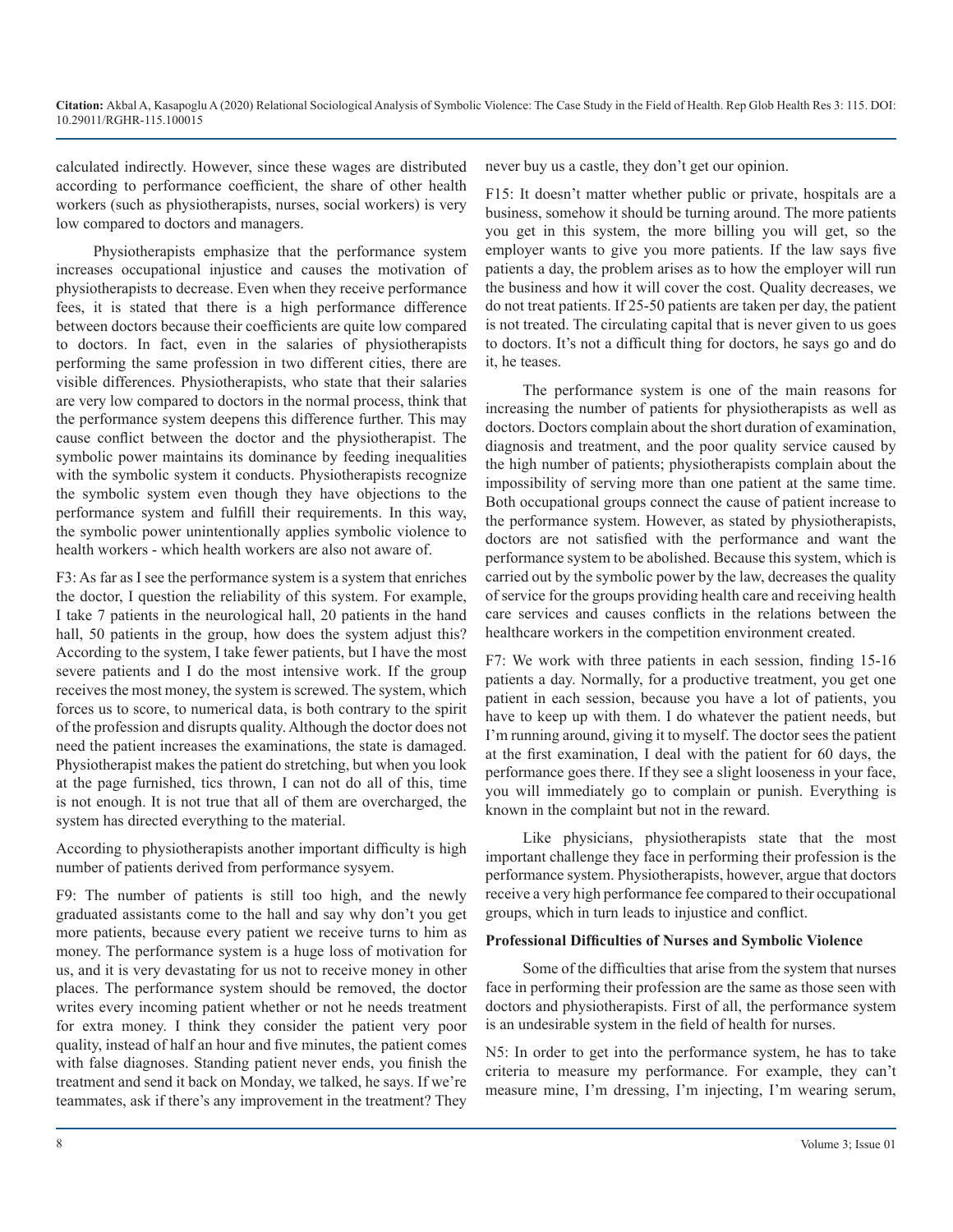calculated indirectly. However, since these wages are distributed according to performance coefficient, the share of other health workers (such as physiotherapists, nurses, social workers) is very low compared to doctors and managers.

Physiotherapists emphasize that the performance system increases occupational injustice and causes the motivation of physiotherapists to decrease. Even when they receive performance fees, it is stated that there is a high performance difference between doctors because their coefficients are quite low compared to doctors. In fact, even in the salaries of physiotherapists performing the same profession in two different cities, there are visible differences. Physiotherapists, who state that their salaries are very low compared to doctors in the normal process, think that the performance system deepens this difference further. This may cause conflict between the doctor and the physiotherapist. The symbolic power maintains its dominance by feeding inequalities with the symbolic system it conducts. Physiotherapists recognize the symbolic system even though they have objections to the performance system and fulfill their requirements. In this way, the symbolic power unintentionally applies symbolic violence to health workers - which health workers are also not aware of.

F3: As far as I see the performance system is a system that enriches the doctor, I question the reliability of this system. For example, I take 7 patients in the neurological hall, 20 patients in the hand hall, 50 patients in the group, how does the system adjust this? According to the system, I take fewer patients, but I have the most severe patients and I do the most intensive work. If the group receives the most money, the system is screwed. The system, which forces us to score, to numerical data, is both contrary to the spirit of the profession and disrupts quality. Although the doctor does not need the patient increases the examinations, the state is damaged. Physiotherapist makes the patient do stretching, but when you look at the page furnished, tics thrown, I can not do all of this, time is not enough. It is not true that all of them are overcharged, the system has directed everything to the material.

According to physiotherapists another important difficulty is high number of patients derived from performance sysyem.

F9: The number of patients is still too high, and the newly graduated assistants come to the hall and say why don't you get more patients, because every patient we receive turns to him as money. The performance system is a huge loss of motivation for us, and it is very devastating for us not to receive money in other places. The performance system should be removed, the doctor writes every incoming patient whether or not he needs treatment for extra money. I think they consider the patient very poor quality, instead of half an hour and five minutes, the patient comes with false diagnoses. Standing patient never ends, you finish the treatment and send it back on Monday, we talked, he says. If we're teammates, ask if there's any improvement in the treatment? They never buy us a castle, they don't get our opinion.

F15: It doesn't matter whether public or private, hospitals are a business, somehow it should be turning around. The more patients you get in this system, the more billing you will get, so the employer wants to give you more patients. If the law says five patients a day, the problem arises as to how the employer will run the business and how it will cover the cost. Quality decreases, we do not treat patients. If 25-50 patients are taken per day, the patient is not treated. The circulating capital that is never given to us goes to doctors. It's not a difficult thing for doctors, he says go and do it, he teases.

The performance system is one of the main reasons for increasing the number of patients for physiotherapists as well as doctors. Doctors complain about the short duration of examination, diagnosis and treatment, and the poor quality service caused by the high number of patients; physiotherapists complain about the impossibility of serving more than one patient at the same time. Both occupational groups connect the cause of patient increase to the performance system. However, as stated by physiotherapists, doctors are not satisfied with the performance and want the performance system to be abolished. Because this system, which is carried out by the symbolic power by the law, decreases the quality of service for the groups providing health care and receiving health care services and causes conflicts in the relations between the healthcare workers in the competition environment created.

F7: We work with three patients in each session, finding 15-16 patients a day. Normally, for a productive treatment, you get one patient in each session, because you have a lot of patients, you have to keep up with them. I do whatever the patient needs, but I'm running around, giving it to myself. The doctor sees the patient at the first examination, I deal with the patient for 60 days, the performance goes there. If they see a slight looseness in your face, you will immediately go to complain or punish. Everything is known in the complaint but not in the reward.

Like physicians, physiotherapists state that the most important challenge they face in performing their profession is the performance system. Physiotherapists, however, argue that doctors receive a very high performance fee compared to their occupational groups, which in turn leads to injustice and conflict.

**Professional Difficulties of Nurses and Symbolic Violence**

Some of the difficulties that arise from the system that nurses face in performing their profession are the same as those seen with doctors and physiotherapists. First of all, the performance system is an undesirable system in the field of health for nurses.

N5: In order to get into the performance system, he has to take criteria to measure my performance. For example, they can't measure mine, I'm dressing, I'm injecting, I'm wearing serum,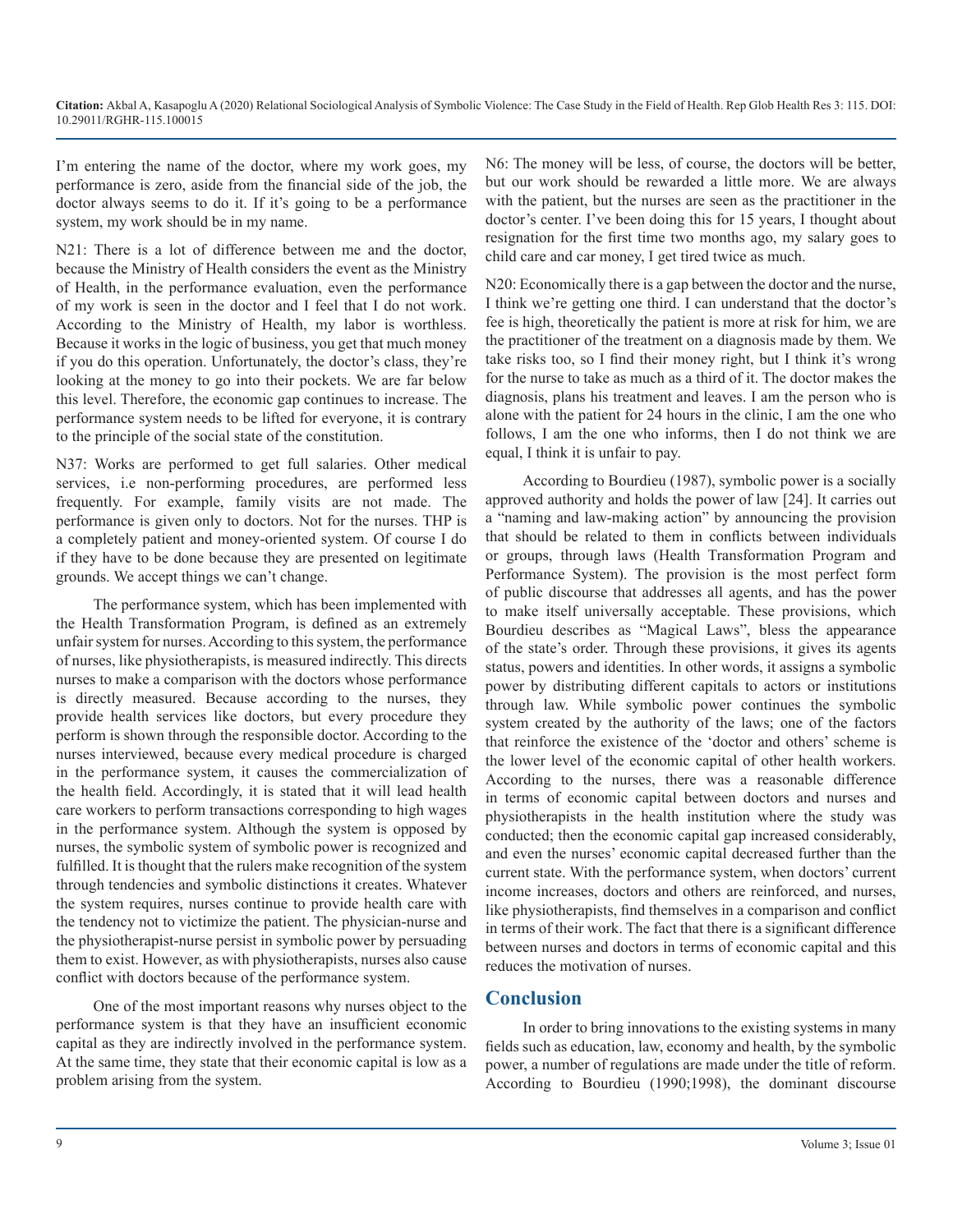I'm entering the name of the doctor, where my work goes, my performance is zero, aside from the financial side of the job, the doctor always seems to do it. If it's going to be a performance system, my work should be in my name.

N21: There is a lot of difference between me and the doctor, because the Ministry of Health considers the event as the Ministry of Health, in the performance evaluation, even the performance of my work is seen in the doctor and I feel that I do not work. According to the Ministry of Health, my labor is worthless. Because it works in the logic of business, you get that much money if you do this operation. Unfortunately, the doctor's class, they're looking at the money to go into their pockets. We are far below this level. Therefore, the economic gap continues to increase. The performance system needs to be lifted for everyone, it is contrary to the principle of the social state of the constitution.

N37: Works are performed to get full salaries. Other medical services, i.e non-performing procedures, are performed less frequently. For example, family visits are not made. The performance is given only to doctors. Not for the nurses. THP is a completely patient and money-oriented system. Of course I do if they have to be done because they are presented on legitimate grounds. We accept things we can't change.

The performance system, which has been implemented with the Health Transformation Program, is defined as an extremely unfair system for nurses. According to this system, the performance of nurses, like physiotherapists, is measured indirectly. This directs nurses to make a comparison with the doctors whose performance is directly measured. Because according to the nurses, they provide health services like doctors, but every procedure they perform is shown through the responsible doctor. According to the nurses interviewed, because every medical procedure is charged in the performance system, it causes the commercialization of the health field. Accordingly, it is stated that it will lead health care workers to perform transactions corresponding to high wages in the performance system. Although the system is opposed by nurses, the symbolic system of symbolic power is recognized and fulfilled. It is thought that the rulers make recognition of the system through tendencies and symbolic distinctions it creates. Whatever the system requires, nurses continue to provide health care with the tendency not to victimize the patient. The physician-nurse and the physiotherapist-nurse persist in symbolic power by persuading them to exist. However, as with physiotherapists, nurses also cause conflict with doctors because of the performance system.

One of the most important reasons why nurses object to the performance system is that they have an insufficient economic capital as they are indirectly involved in the performance system. At the same time, they state that their economic capital is low as a problem arising from the system.

N6: The money will be less, of course, the doctors will be better, but our work should be rewarded a little more. We are always with the patient, but the nurses are seen as the practitioner in the doctor's center. I've been doing this for 15 years, I thought about resignation for the first time two months ago, my salary goes to child care and car money, I get tired twice as much.

N20: Economically there is a gap between the doctor and the nurse, I think we're getting one third. I can understand that the doctor's fee is high, theoretically the patient is more at risk for him, we are the practitioner of the treatment on a diagnosis made by them. We take risks too, so I find their money right, but I think it's wrong for the nurse to take as much as a third of it. The doctor makes the diagnosis, plans his treatment and leaves. I am the person who is alone with the patient for 24 hours in the clinic, I am the one who follows, I am the one who informs, then I do not think we are equal, I think it is unfair to pay.

According to Bourdieu (1987), symbolic power is a socially approved authority and holds the power of law [24]. It carries out a "naming and law-making action" by announcing the provision that should be related to them in conflicts between individuals or groups, through laws (Health Transformation Program and Performance System). The provision is the most perfect form of public discourse that addresses all agents, and has the power to make itself universally acceptable. These provisions, which Bourdieu describes as "Magical Laws", bless the appearance of the state's order. Through these provisions, it gives its agents status, powers and identities. In other words, it assigns a symbolic power by distributing different capitals to actors or institutions through law. While symbolic power continues the symbolic system created by the authority of the laws; one of the factors that reinforce the existence of the 'doctor and others' scheme is the lower level of the economic capital of other health workers. According to the nurses, there was a reasonable difference in terms of economic capital between doctors and nurses and physiotherapists in the health institution where the study was conducted; then the economic capital gap increased considerably, and even the nurses' economic capital decreased further than the current state. With the performance system, when doctors' current income increases, doctors and others are reinforced, and nurses, like physiotherapists, find themselves in a comparison and conflict in terms of their work. The fact that there is a significant difference between nurses and doctors in terms of economic capital and this reduces the motivation of nurses.

## Conclusion

In order to bring innovations to the existing systems in many fields such as education, law, economy and health, by the symbolic power, a number of regulations are made under the title of reform. According to Bourdieu (1990;1998), the dominant discourse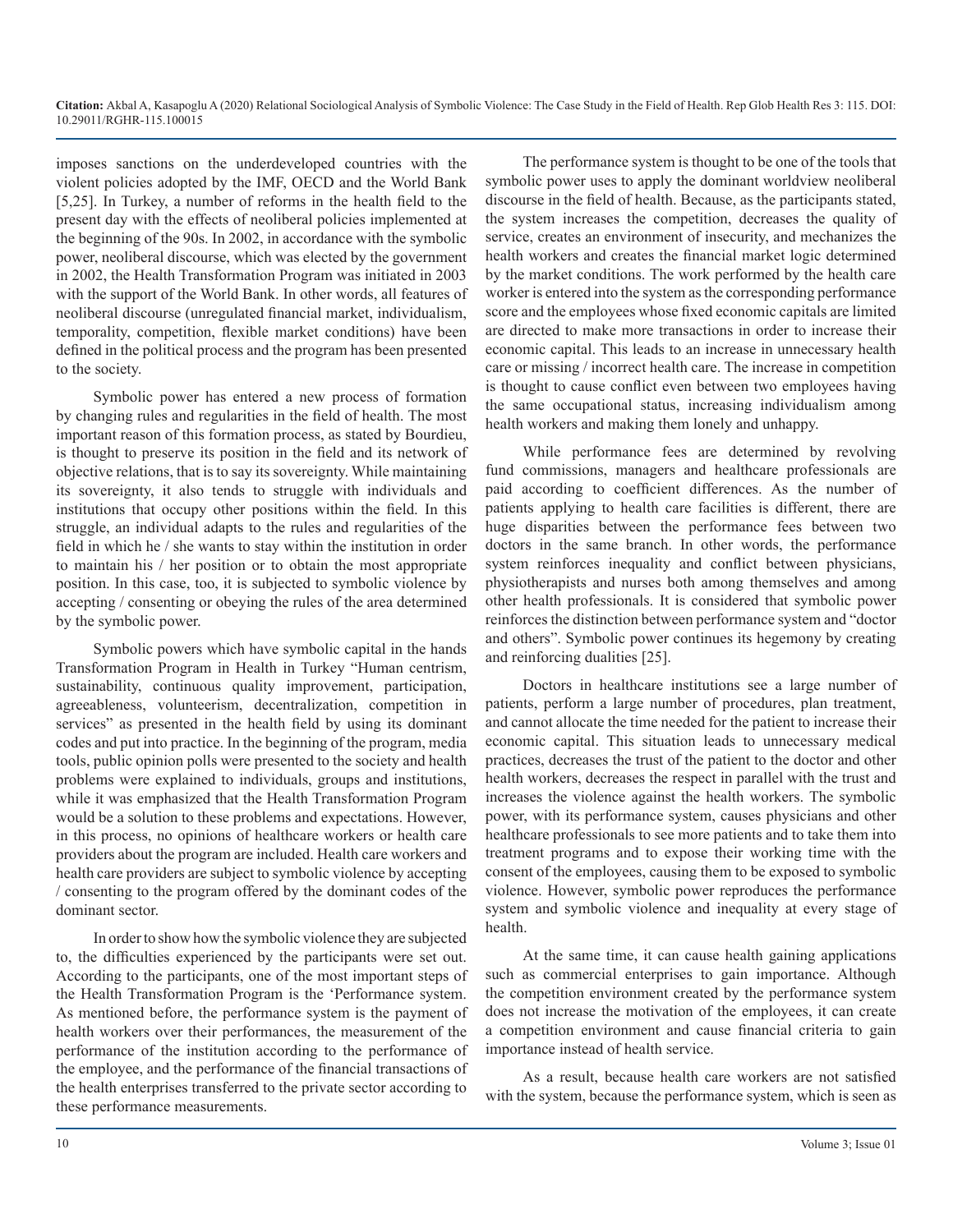imposes sanctions on the underdeveloped countries with the violent policies adopted by the IMF, OECD and the World Bank [5,25]. In Turkey, a number of reforms in the health field to the present day with the effects of neoliberal policies implemented at the beginning of the 90s. In 2002, in accordance with the symbolic power, neoliberal discourse, which was elected by the government in 2002, the Health Transformation Program was initiated in 2003 with the support of the World Bank. In other words, all features of neoliberal discourse (unregulated financial market, individualism, temporality, competition, flexible market conditions) have been defined in the political process and the program has been presented to the society.

Symbolic power has entered a new process of formation by changing rules and regularities in the field of health. The most important reason of this formation process, as stated by Bourdieu, is thought to preserve its position in the field and its network of objective relations, that is to say its sovereignty. While maintaining its sovereignty, it also tends to struggle with individuals and institutions that occupy other positions within the field. In this struggle, an individual adapts to the rules and regularities of the field in which he / she wants to stay within the institution in order to maintain his / her position or to obtain the most appropriate position. In this case, too, it is subjected to symbolic violence by accepting / consenting or obeying the rules of the area determined by the symbolic power.

Symbolic powers which have symbolic capital in the hands Transformation Program in Health in Turkey "Human centrism, sustainability, continuous quality improvement, participation, agreeableness, volunteerism, decentralization, competition in services" as presented in the health field by using its dominant codes and put into practice. In the beginning of the program, media tools, public opinion polls were presented to the society and health problems were explained to individuals, groups and institutions, while it was emphasized that the Health Transformation Program would be a solution to these problems and expectations. However, in this process, no opinions of healthcare workers or health care providers about the program are included. Health care workers and health care providers are subject to symbolic violence by accepting / consenting to the program offered by the dominant codes of the dominant sector.

In order to show how the symbolic violence they are subjected to, the difficulties experienced by the participants were set out. According to the participants, one of the most important steps of the Health Transformation Program is the 'Performance system. As mentioned before, the performance system is the payment of health workers over their performances, the measurement of the performance of the institution according to the performance of the employee, and the performance of the financial transactions of the health enterprises transferred to the private sector according to these performance measurements.

The performance system is thought to be one of the tools that symbolic power uses to apply the dominant worldview neoliberal discourse in the field of health. Because, as the participants stated, the system increases the competition, decreases the quality of service, creates an environment of insecurity, and mechanizes the health workers and creates the financial market logic determined by the market conditions. The work performed by the health care worker is entered into the system as the corresponding performance score and the employees whose fixed economic capitals are limited are directed to make more transactions in order to increase their economic capital. This leads to an increase in unnecessary health care or missing / incorrect health care. The increase in competition is thought to cause conflict even between two employees having the same occupational status, increasing individualism among health workers and making them lonely and unhappy.

While performance fees are determined by revolving fund commissions, managers and healthcare professionals are paid according to coefficient differences. As the number of patients applying to health care facilities is different, there are huge disparities between the performance fees between two doctors in the same branch. In other words, the performance system reinforces inequality and conflict between physicians, physiotherapists and nurses both among themselves and among other health professionals. It is considered that symbolic power reinforces the distinction between performance system and "doctor and others". Symbolic power continues its hegemony by creating and reinforcing dualities [25].

Doctors in healthcare institutions see a large number of patients, perform a large number of procedures, plan treatment, and cannot allocate the time needed for the patient to increase their economic capital. This situation leads to unnecessary medical practices, decreases the trust of the patient to the doctor and other health workers, decreases the respect in parallel with the trust and increases the violence against the health workers. The symbolic power, with its performance system, causes physicians and other healthcare professionals to see more patients and to take them into treatment programs and to expose their working time with the consent of the employees, causing them to be exposed to symbolic violence. However, symbolic power reproduces the performance system and symbolic violence and inequality at every stage of health.

At the same time, it can cause health gaining applications such as commercial enterprises to gain importance. Although the competition environment created by the performance system does not increase the motivation of the employees, it can create a competition environment and cause financial criteria to gain importance instead of health service.

As a result, because health care workers are not satisfied with the system, because the performance system, which is seen as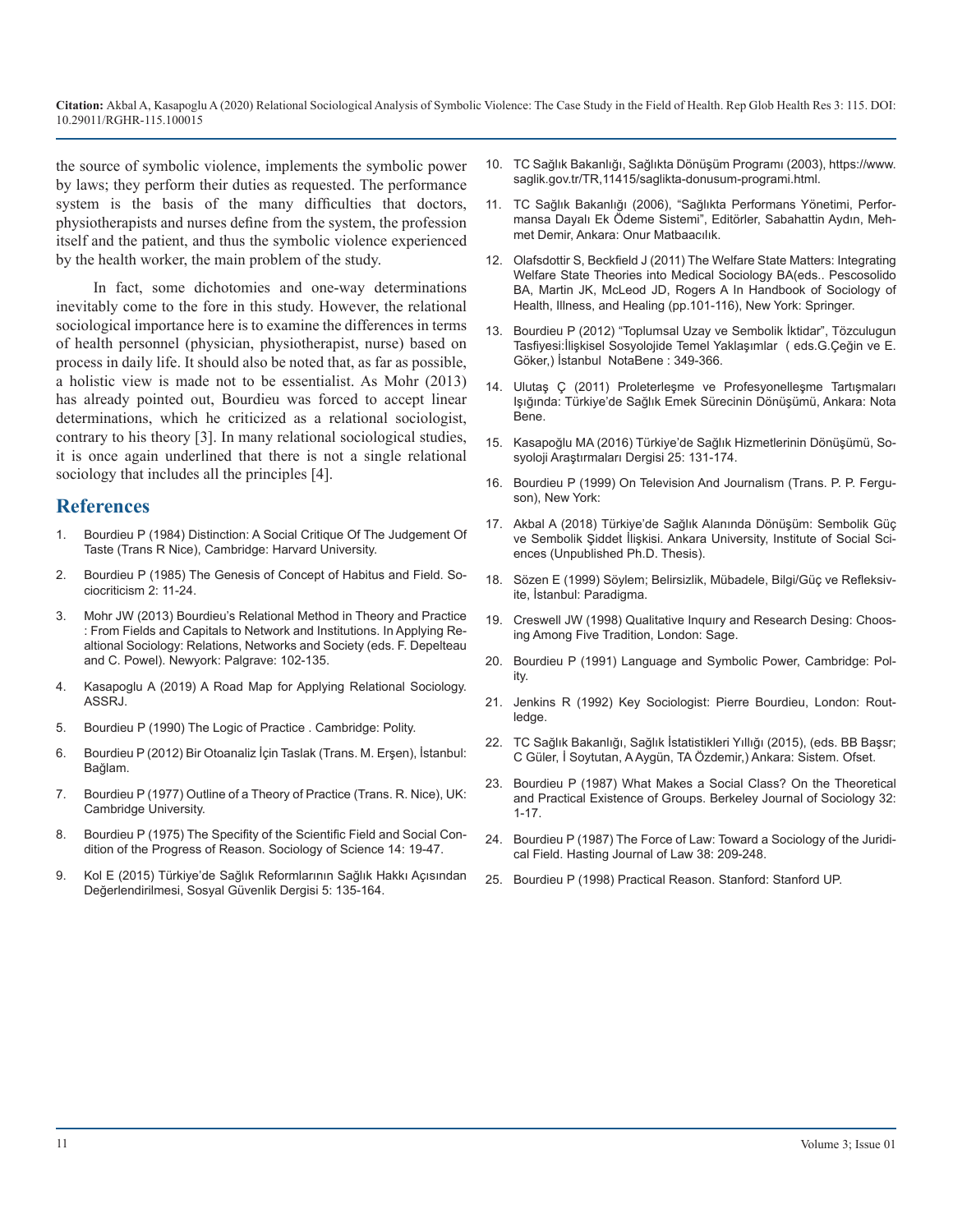the source of symbolic violence, implements the symbolic power by laws; they perform their duties as requested. The performance system is the basis of the many difficulties that doctors, physiotherapists and nurses define from the system, the profession itself and the patient, and thus the symbolic violence experienced by the health worker, the main problem of the study.

In fact, some dichotomies and one-way determinations inevitably come to the fore in this study. However, the relational sociological importance here is to examine the differences in terms of health personnel (physician, physiotherapist, nurse) based on process in daily life. It should also be noted that, as far as possible, a holistic view is made not to be essentialist. As Mohr (2013) has already pointed out, Bourdieu was forced to accept linear determinations, which he criticized as a relational sociologist, contrary to his theory [3]. In many relational sociological studies, it is once again underlined that there is not a single relational sociology that includes all the principles [4].

## References

1. Bourdieu P (1984) Distinction: A Social Critique Of The Judgement Of Taste (Trans R Nice), Cambridge: Harvard University.
2. Bourdieu P (1985) The Genesis of Concept of Habitus and Field. Sociocriticism 2: 11-24.
3. Mohr JW (2013) Bourdieu's Relational Method in Theory and Practice : From Fields and Capitals to Network and Institutions. In Applying Relational Sociology: Relations, Networks and Society (eds. F. Depelteau and C. Powel). Newyork: Palgrave: 102-135.
4. Kasapoglu A (2019) A Road Map for Applying Relational Sociology. ASSRJ.
5. Bourdieu P (1990) The Logic of Practice . Cambridge: Polity.
6. Bourdieu P (2012) Bir Otoanaliz İçin Taslak (Trans. M. Erşen), İstanbul: Bağlam.
7. Bourdieu P (1977) Outline of a Theory of Practice (Trans. R. Nice), UK: Cambridge University.
8. Bourdieu P (1975) The Specifity of the Scientific Field and Social Condition of the Progress of Reason. Sociology of Science 14: 19-47.
9. Kol E (2015) Türkiye'de Sağlık Reformlarının Sağlık Hakkı Açısından Değerlendirilmesi, Sosyal Güvenlik Dergisi 5: 135-164.
10. TC Sağlık Bakanlığı, Sağlıkta Dönüşüm Programı (2003), https://www.saglik.gov.tr/TR,11415/saglikta-donusum-programi.html.
11. TC Sağlık Bakanlığı (2006), "Sağlıkta Performans Yönetimi, Performansa Dayalı Ek Ödeme Sistemi", Editörler, Sabahattin Aydın, Mehmet Demir, Ankara: Onur Matbaacılık.
12. Olafsdottir S, Beckfield J (2011) The Welfare State Matters: Integrating Welfare State Theories into Medical Sociology BA(eds.. Pescosolido BA, Martin JK, McLeod JD, Rogers A In Handbook of Sociology of Health, Illness, and Healing (pp.101-116), New York: Springer.
13. Bourdieu P (2012) "Toplumsal Uzay ve Sembolik İktidar", Tözculugun Tasfiyesi:İlişkisel Sosyolojide Temel Yaklaşımlar ( eds.G.Çeğin ve E. Göker,) İstanbul NotaBene : 349-366.
14. Ulutaş Ç (2011) Proleterleşme ve Profesyonelleşme Tartışmaları Işığında: Türkiye'de Sağlık Emek Sürecinin Dönüşümü, Ankara: Nota Bene.
15. Kasapoğlu MA (2016) Türkiye'de Sağlık Hizmetlerinin Dönüşümü, Sosyoloji Araştırmaları Dergisi 25: 131-174.
16. Bourdieu P (1999) On Television And Journalism (Trans. P. P. Ferguson), New York:
17. Akbal A (2018) Türkiye'de Sağlık Alanında Dönüşüm: Sembolik Güç ve Sembolik Şiddet İlişkisi. Ankara University, Institute of Social Sciences (Unpublished Ph.D. Thesis).
18. Sözen E (1999) Söylem; Belirsizlik, Mübadele, Bilgi/Güç ve Refleksivite, İstanbul: Paradigma.
19. Creswell JW (1998) Qualitative Inquıry and Research Desing: Choosing Among Five Tradition, London: Sage.
20. Bourdieu P (1991) Language and Symbolic Power, Cambridge: Polity.
21. Jenkins R (1992) Key Sociologist: Pierre Bourdieu, London: Routledge.
22. TC Sağlık Bakanlığı, Sağlık İstatistikleri Yıllığı (2015), (eds. BB Başşr; C Güler, İ Soytutan, A Aygün, TA Özdemir,) Ankara: Sistem. Ofset.
23. Bourdieu P (1987) What Makes a Social Class? On the Theoretical and Practical Existence of Groups. Berkeley Journal of Sociology 32: 1-17.
24. Bourdieu P (1987) The Force of Law: Toward a Sociology of the Juridical Field. Hasting Journal of Law 38: 209-248.
25. Bourdieu P (1998) Practical Reason. Stanford: Stanford UP.